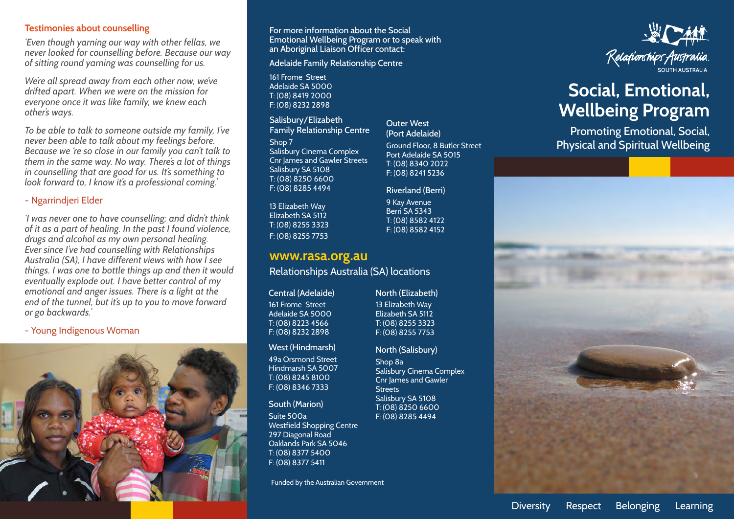## Testimonies about counselling

*'Even though yarning our way with other fellas, we never looked for counselling before. Because our way of sitting round yarning was counselling for us.*

*We're all spread away from each other now, we've drifted apart. When we were on the mission for everyone once it was like family, we knew each other's ways.*

*To be able to talk to someone outside my family, I've never been able to talk about my feelings before. Because we 're so close in our family you can't talk to them in the same way. No way. There's a lot of things in counselling that are good for us. It's something to look forward to, I know it's a professional coming.'*

\- Ngarrindjeri Elder

*'I was never one to have counselling; and didn't think of it as a part of healing. In the past I found violence, drugs and alcohol as my own personal healing. Ever since I've had counselling with Relationships Australia (SA), I have different views with how I see things. I was one to bottle things up and then it would eventually explode out. I have better control of my emotional and anger issues. There is a light at the end of the tunnel, but it's up to you to move forward or go backwards.'*

\- Young Indigenous Woman

For more information about the Social Emotional Wellbeing Program or to speak with an Aboriginal Liaison Officer contact:

### Adelaide Family Relationship Centre

161 Frome Street
Adelaide SA 5000
T: (08) 8419 2000
F: (08) 8232 2898

### Salisbury/Elizabeth Family Relationship Centre

Shop 7
Salisbury Cinema Complex
Cnr James and Gawler Streets
Salisbury SA 5108
T: (08) 8250 6600
F: (08) 8285 4494

13 Elizabeth Way
Elizabeth SA 5112
T: (08) 8255 3323
F: (08) 8255 7753

### Outer West (Port Adelaide)

Ground Floor, 8 Butler Street
Port Adelaide SA 5015
T: (08) 8340 2022
F: (08) 8241 5236

### Riverland (Berri)

9 Kay Avenue
Berri SA 5343
T: (08) 8582 4122
F: (08) 8582 4152

## www.rasa.org.au

Relationships Australia (SA) locations

### Central (Adelaide)

161 Frome Street
Adelaide SA 5000
T: (08) 8223 4566
F: (08) 8232 2898

### West (Hindmarsh)

49a Orsmond Street
Hindmarsh SA 5007
T: (08) 8245 8100
F: (08) 8346 7333

### South (Marion)

Suite 500a
Westfield Shopping Centre
297 Diagonal Road
Oaklands Park SA 5046
T: (08) 8377 5400
F: (08) 8377 5411

### North (Elizabeth)

13 Elizabeth Way
Elizabeth SA 5112
T: (08) 8255 3323
F: (08) 8255 7753

### North (Salisbury)

Shop 8a
Salisbury Cinema Complex
Cnr James and Gawler Streets
Salisbury SA 5108
T: (08) 8250 6600
F: (08) 8285 4494

Funded by the Australian Government

Relationships Australia
SOUTH AUSTRALIA

# Social, Emotional, Wellbeing Program

Promoting Emotional, Social, Physical and Spiritual Wellbeing

Diversity Respect Belonging Learning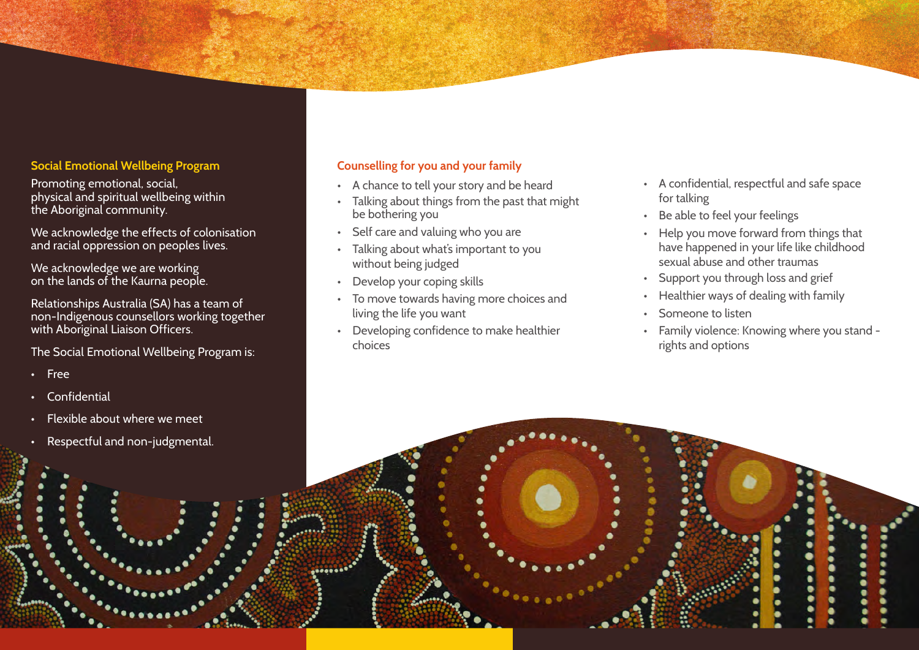## Social Emotional Wellbeing Program

Promoting emotional, social, physical and spiritual wellbeing within the Aboriginal community.

We acknowledge the effects of colonisation and racial oppression on peoples lives.

We acknowledge we are working on the lands of the Kaurna people.

Relationships Australia (SA) has a team of non-Indigenous counsellors working together with Aboriginal Liaison Officers.

The Social Emotional Wellbeing Program is:

- Free
- Confidential
- Flexible about where we meet
- Respectful and non-judgmental.

## Counselling for you and your family

- A chance to tell your story and be heard
- Talking about things from the past that might be bothering you
- Self care and valuing who you are
- Talking about what's important to you without being judged
- Develop your coping skills
- To move towards having more choices and living the life you want
- Developing confidence to make healthier choices
- A confidential, respectful and safe space for talking
- Be able to feel your feelings
- Help you move forward from things that have happened in your life like childhood sexual abuse and other traumas
- Support you through loss and grief
- Healthier ways of dealing with family
- Someone to listen
- Family violence: Knowing where you stand - rights and options